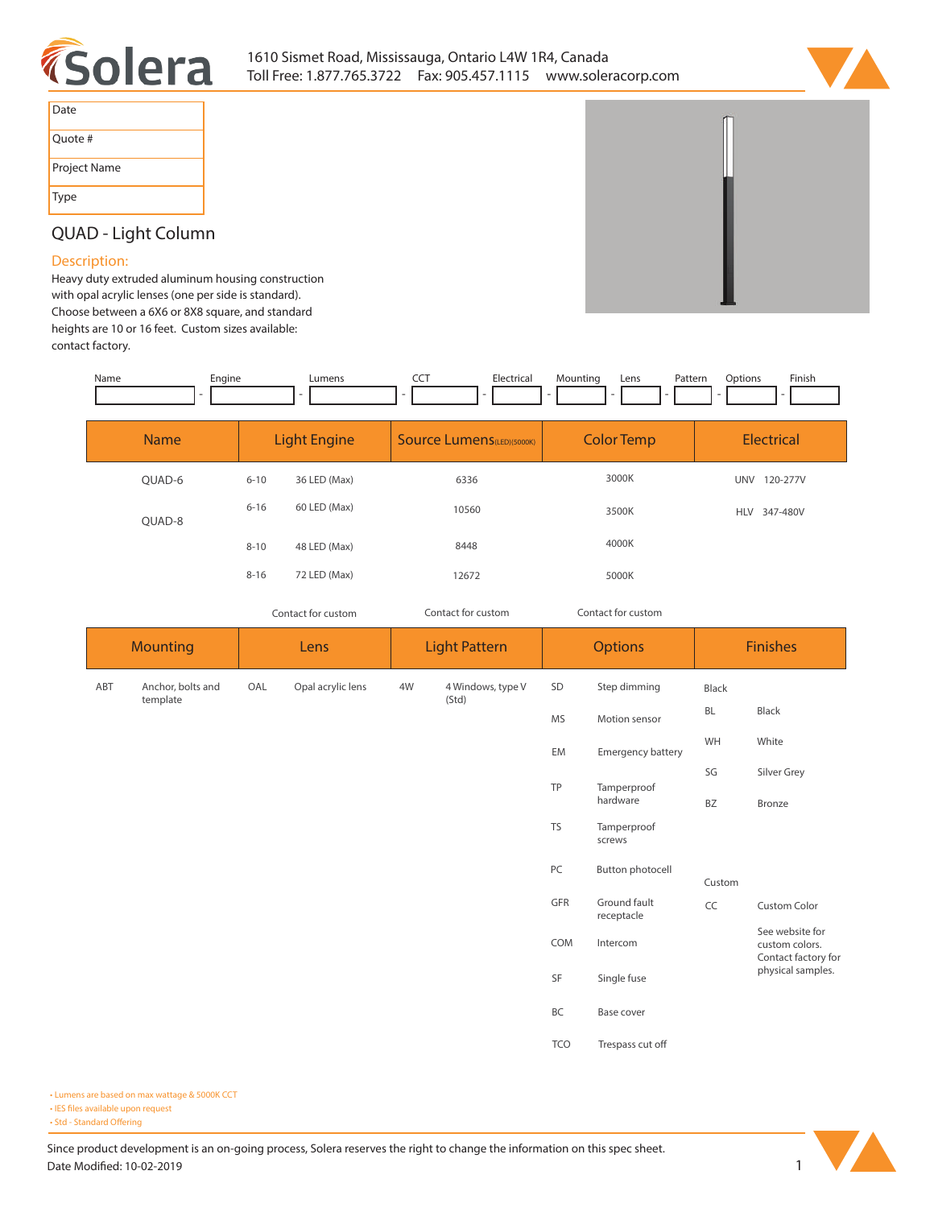Solera

1610 Sismet Road, Mississauga, Ontario L4W 1R4, Canada
Toll Free: 1.877.765.3722   Fax: 905.457.1115   www.soleracorp.com

| Date | |
|---|---|
| Quote # | |
| Project Name | |
| Type | |

## QUAD - Light Column

### Description:

Heavy duty extruded aluminum housing construction with opal acrylic lenses (one per side is standard). Choose between a 6X6 or 8X8 square, and standard heights are 10 or 16 feet. Custom sizes available: contact factory.

| Name | Engine | Lumens | CCT | Electrical | Mounting | Lens | Pattern | Options | Finish |
|---|---|---|---|---|---|---|---|---|---|
| | | | | | | | | | |

| Name | Light Engine | | Source Lumens(LED)(5000K) | Color Temp | Electrical |
|---|---|---|---|---|---|
| QUAD-6 | 6-10 | 36 LED (Max) | 6336 | 3000K | UNV 120-277V |
| QUAD-8 | 6-16 | 60 LED (Max) | 10560 | 3500K | HLV 347-480V |
| | 8-10 | 48 LED (Max) | 8448 | 4000K | |
| | 8-16 | 72 LED (Max) | 12672 | 5000K | |
| | Contact for custom | | Contact for custom | Contact for custom | |

| Mounting | | Lens | | Light Pattern | | Options | | Finishes | |
|---|---|---|---|---|---|---|---|---|---|
| ABT | Anchor, bolts and template | OAL | Opal acrylic lens | 4W | 4 Windows, type V (Std) | SD | Step dimming | Black | |
| | | | | | | MS | Motion sensor | BL | Black |
| | | | | | | EM | Emergency battery | WH | White |
| | | | | | | TP | Tamperproof hardware | SG | Silver Grey |
| | | | | | | TS | Tamperproof screws | BZ | Bronze |
| | | | | | | PC | Button photocell | Custom | |
| | | | | | | GFR | Ground fault receptacle | CC | Custom Color |
| | | | | | | COM | Intercom | | See website for custom colors. Contact factory for physical samples. |
| | | | | | | SF | Single fuse | | |
| | | | | | | BC | Base cover | | |
| | | | | | | TCO | Trespass cut off | | |

- Lumens are based on max wattage & 5000K CCT
- IES files available upon request
- Std - Standard Offering

Since product development is an on-going process, Solera reserves the right to change the information on this spec sheet.
Date Modified: 10-02-2019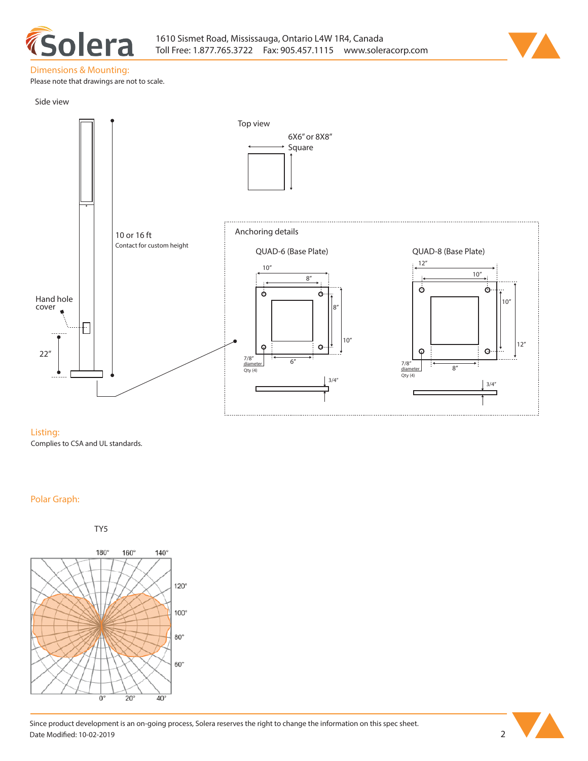1610 Sismet Road, Mississauga, Ontario L4W 1R4, Canada
Toll Free: 1.877.765.3722 Fax: 905.457.1115 www.soleracorp.com

## Dimensions & Mounting:

Please note that drawings are not to scale.

Side view

10 or 16 ft
Contact for custom height

Hand hole cover

22"

Top view

6X6" or 8X8" Square

Anchoring details

QUAD-6 (Base Plate)

10"
8"
8"
10"
6"
7/8" diameter
Qty (4)
3/4"

QUAD-8 (Base Plate)

12"
10"
10"
12"
8"
7/8" diameter
Qty (4)
3/4"

## Listing:

Complies to CSA and UL standards.

## Polar Graph:

TY5

180° 160° 140°
120°
100°
80°
60°
0° 20° 40°

Since product development is an on-going process, Solera reserves the right to change the information on this spec sheet.
Date Modified: 10-02-2019